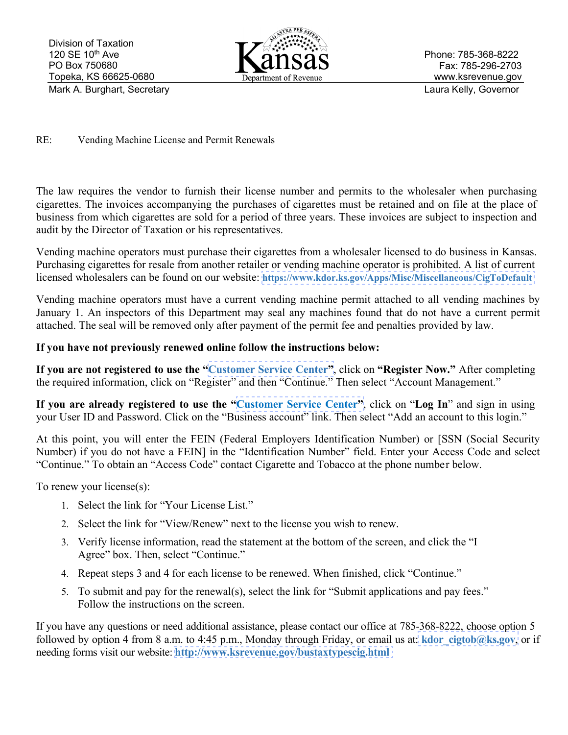Division of Taxation
120 SE 10th Ave
PO Box 750680
Topeka, KS 66625-0680
Mark A. Burghart, Secretary

Kansas
Department of Revenue

Phone: 785-368-8222
Fax: 785-296-2703
www.ksrevenue.gov
Laura Kelly, Governor

RE: Vending Machine License and Permit Renewals

The law requires the vendor to furnish their license number and permits to the wholesaler when purchasing cigarettes. The invoices accompanying the purchases of cigarettes must be retained and on file at the place of business from which cigarettes are sold for a period of three years. These invoices are subject to inspection and audit by the Director of Taxation or his representatives.

Vending machine operators must purchase their cigarettes from a wholesaler licensed to do business in Kansas. Purchasing cigarettes for resale from another retailer or vending machine operator is prohibited. A list of current licensed wholesalers can be found on our website: **https://www.kdor.ks.gov/Apps/Misc/Miscellaneous/CigToDefault**

Vending machine operators must have a current vending machine permit attached to all vending machines by January 1. An inspectors of this Department may seal any machines found that do not have a current permit attached. The seal will be removed only after payment of the permit fee and penalties provided by law.

**If you have not previously renewed online follow the instructions below:**

**If you are not registered to use the "Customer Service Center"**, click on **"Register Now."** After completing the required information, click on "Register" and then "Continue." Then select "Account Management."

**If you are already registered to use the "Customer Service Center"**, click on "**Log In**" and sign in using your User ID and Password. Click on the "Business account" link. Then select "Add an account to this login."

At this point, you will enter the FEIN (Federal Employers Identification Number) or [SSN (Social Security Number) if you do not have a FEIN] in the "Identification Number" field. Enter your Access Code and select "Continue." To obtain an "Access Code" contact Cigarette and Tobacco at the phone number below.

To renew your license(s):

1. Select the link for "Your License List."
2. Select the link for "View/Renew" next to the license you wish to renew.
3. Verify license information, read the statement at the bottom of the screen, and click the "I Agree" box. Then, select "Continue."
4. Repeat steps 3 and 4 for each license to be renewed. When finished, click "Continue."
5. To submit and pay for the renewal(s), select the link for "Submit applications and pay fees." Follow the instructions on the screen.

If you have any questions or need additional assistance, please contact our office at 785-368-8222, choose option 5 followed by option 4 from 8 a.m. to 4:45 p.m., Monday through Friday, or email us at: **kdor_cigtob@ks.gov**, or if needing forms visit our website: **http://www.ksrevenue.gov/bustaxtypescig.html**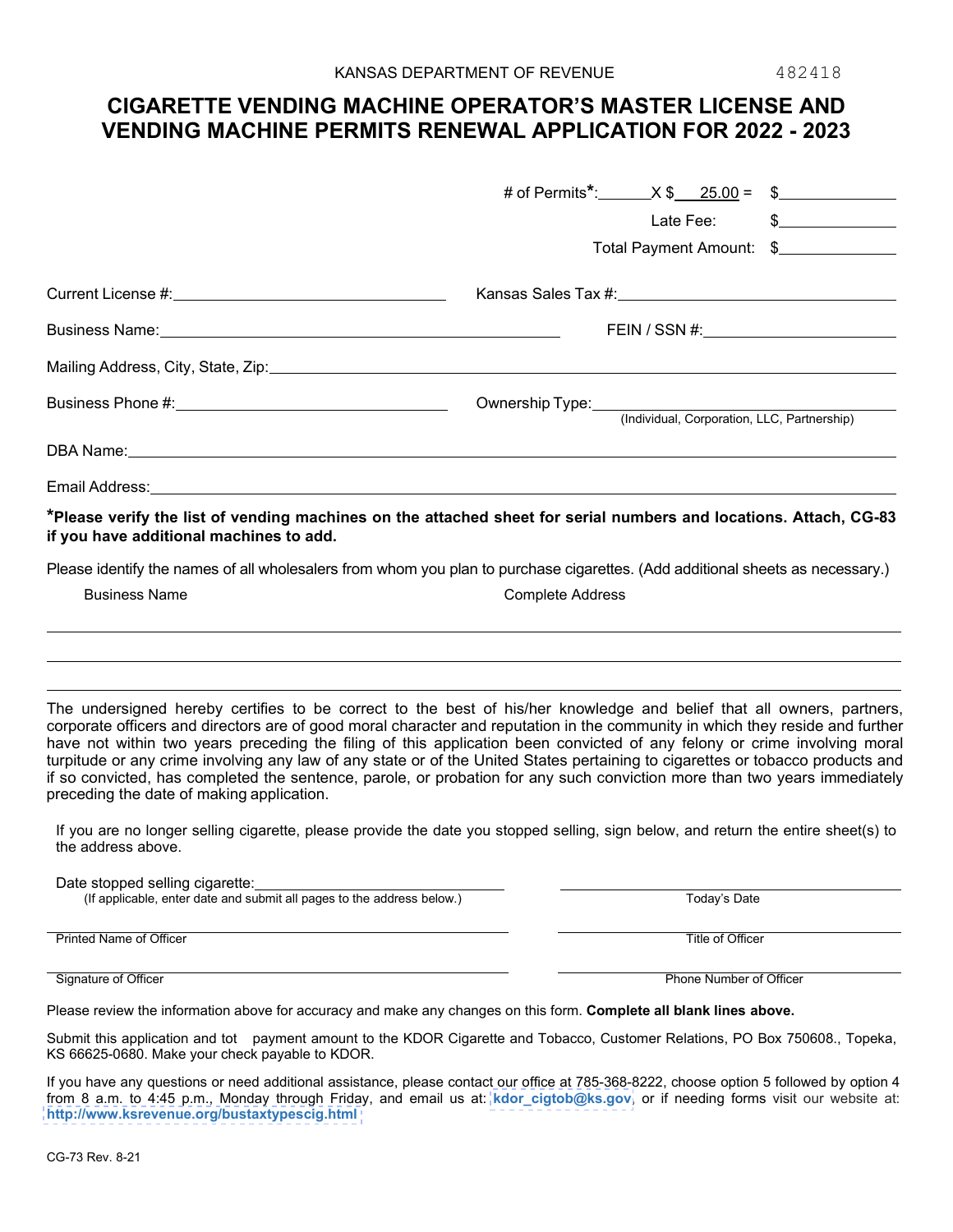KANSAS DEPARTMENT OF REVENUE 482418

# CIGARETTE VENDING MACHINE OPERATOR'S MASTER LICENSE AND VENDING MACHINE PERMITS RENEWAL APPLICATION FOR 2022 - 2023

# of Permits*:\_\_\_\_\_\_ X $ 25.00 = $\_\_\_\_\_\_\_\_\_\_\_\_\_\_

Late Fee: $\_\_\_\_\_\_\_\_\_\_\_\_\_\_

Total Payment Amount: $\_\_\_\_\_\_\_\_\_\_\_\_\_\_

Current License #:\_\_\_\_\_\_\_\_\_\_\_\_\_\_\_\_\_\_\_\_\_\_\_\_\_\_\_\_\_\_ Kansas Sales Tax #:\_\_\_\_\_\_\_\_\_\_\_\_\_\_\_\_\_\_\_\_\_\_\_\_\_\_\_\_\_\_

Business Name:\_\_\_\_\_\_\_\_\_\_\_\_\_\_\_\_\_\_\_\_\_\_\_\_\_\_\_\_\_\_\_\_\_\_\_\_\_\_\_\_ FEIN / SSN #:\_\_\_\_\_\_\_\_\_\_\_\_\_\_\_\_\_\_\_\_\_\_\_\_

Mailing Address, City, State, Zip:\_\_\_\_\_\_\_\_\_\_\_\_\_\_\_\_\_\_\_\_\_\_\_\_\_\_\_\_\_\_\_\_\_\_\_\_\_\_\_\_\_\_\_\_\_\_\_\_\_\_\_\_\_\_\_\_\_\_

Business Phone #:\_\_\_\_\_\_\_\_\_\_\_\_\_\_\_\_\_\_\_\_\_\_\_\_\_\_\_\_\_\_ Ownership Type:\_\_\_\_\_\_\_\_\_\_\_\_\_\_\_\_\_\_\_\_\_\_\_\_\_\_\_\_\_\_
(Individual, Corporation, LLC, Partnership)

DBA Name:\_\_\_\_\_\_\_\_\_\_\_\_\_\_\_\_\_\_\_\_\_\_\_\_\_\_\_\_\_\_\_\_\_\_\_\_\_\_\_\_\_\_\_\_\_\_\_\_\_\_\_\_\_\_\_\_\_\_\_\_\_\_\_\_\_\_\_\_\_\_\_\_

Email Address:\_\_\_\_\_\_\_\_\_\_\_\_\_\_\_\_\_\_\_\_\_\_\_\_\_\_\_\_\_\_\_\_\_\_\_\_\_\_\_\_\_\_\_\_\_\_\_\_\_\_\_\_\_\_\_\_\_\_\_\_\_\_\_\_\_\_\_\_\_\_\_\_

**\*Please verify the list of vending machines on the attached sheet for serial numbers and locations. Attach, CG-83 if you have additional machines to add.**

Please identify the names of all wholesalers from whom you plan to purchase cigarettes. (Add additional sheets as necessary.)

| Business Name | Complete Address |
|---|---|
| | |
| | |
| | |

The undersigned hereby certifies to be correct to the best of his/her knowledge and belief that all owners, partners, corporate officers and directors are of good moral character and reputation in the community in which they reside and further have not within two years preceding the filing of this application been convicted of any felony or crime involving moral turpitude or any crime involving any law of any state or of the United States pertaining to cigarettes or tobacco products and if so convicted, has completed the sentence, parole, or probation for any such conviction more than two years immediately preceding the date of making application.

If you are no longer selling cigarette, please provide the date you stopped selling, sign below, and return the entire sheet(s) to the address above.

Date stopped selling cigarette:\_\_\_\_\_\_\_\_\_\_\_\_\_\_\_\_\_\_\_\_\_\_\_\_
(If applicable, enter date and submit all pages to the address below.)

\_\_\_\_\_\_\_\_\_\_\_\_\_\_\_\_\_\_\_\_\_\_\_\_
Today's Date

\_\_\_\_\_\_\_\_\_\_\_\_\_\_\_\_\_\_\_\_\_\_\_\_
Printed Name of Officer

\_\_\_\_\_\_\_\_\_\_\_\_\_\_\_\_\_\_\_\_\_\_\_\_
Title of Officer

\_\_\_\_\_\_\_\_\_\_\_\_\_\_\_\_\_\_\_\_\_\_\_\_
Signature of Officer

\_\_\_\_\_\_\_\_\_\_\_\_\_\_\_\_\_\_\_\_\_\_\_\_
Phone Number of Officer

Please review the information above for accuracy and make any changes on this form. **Complete all blank lines above.**

Submit this application and tot payment amount to the KDOR Cigarette and Tobacco, Customer Relations, PO Box 750608., Topeka, KS 66625-0680. Make your check payable to KDOR.

If you have any questions or need additional assistance, please contact our office at 785-368-8222, choose option 5 followed by option 4 from 8 a.m. to 4:45 p.m., Monday through Friday, and email us at: **kdor_cigtob@ks.gov**, or if needing forms visit our website at: **http://www.ksrevenue.org/bustaxtypescig.html**

CG-73 Rev. 8-21